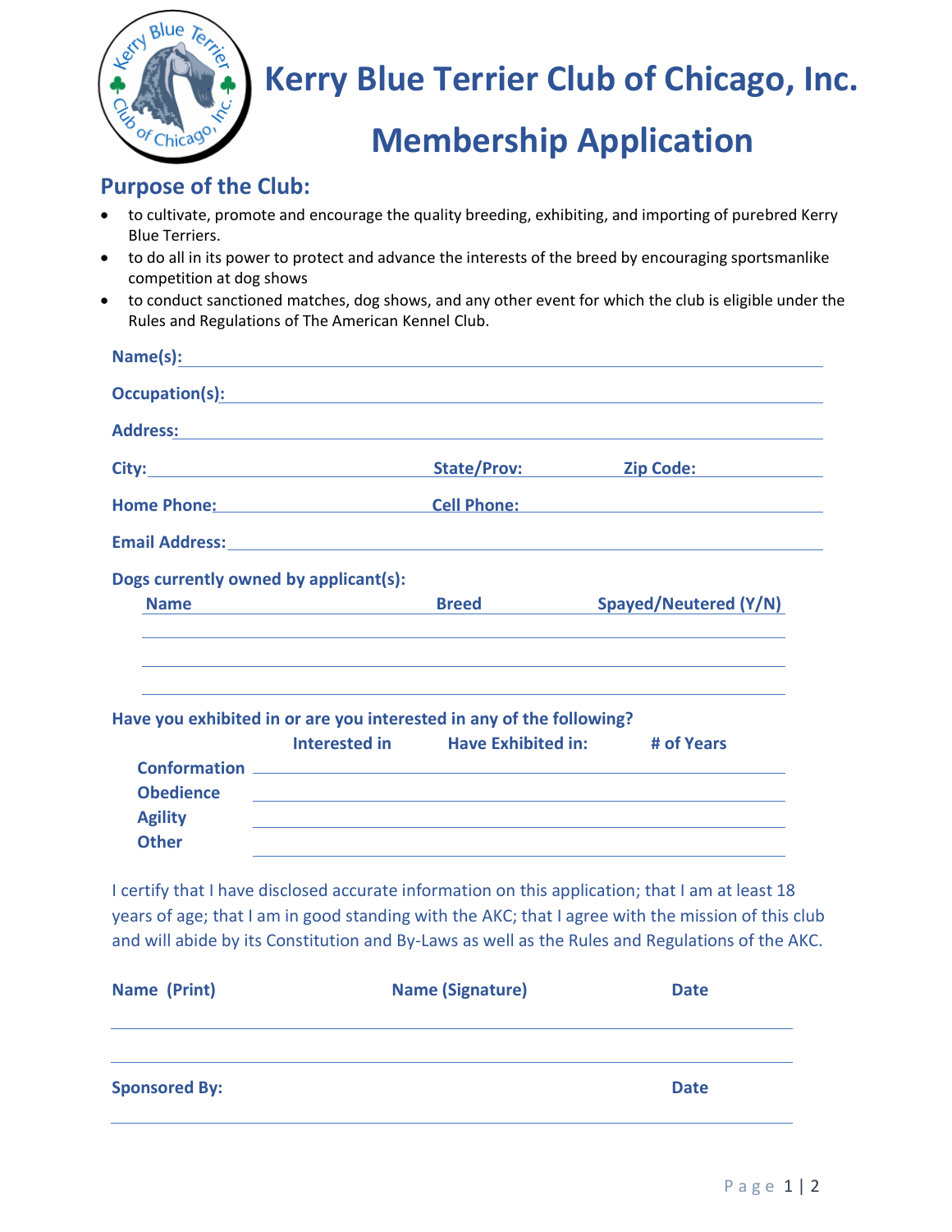# Kerry Blue Terrier Club of Chicago, Inc.

# Membership Application

## Purpose of the Club:

- to cultivate, promote and encourage the quality breeding, exhibiting, and importing of purebred Kerry Blue Terriers.
- to do all in its power to protect and advance the interests of the breed by encouraging sportsmanlike competition at dog shows
- to conduct sanctioned matches, dog shows, and any other event for which the club is eligible under the Rules and Regulations of The American Kennel Club.

**Name(s):** ______________________________

**Occupation(s):** ______________________________

**Address:** ______________________________

**City:** ____________ **State/Prov:** ____________ **Zip Code:** ____________

**Home Phone:** ____________ **Cell Phone:** ____________

**Email Address:** ______________________________

**Dogs currently owned by applicant(s):**

| Name | Breed | Spayed/Neutered (Y/N) |
|---|---|---|
| | | |
| | | |
| | | |

**Have you exhibited in or are you interested in any of the following?**

| | Interested in | Have Exhibited in: | # of Years |
|---|---|---|---|
| Conformation | | | |
| Obedience | | | |
| Agility | | | |
| Other | | | |

I certify that I have disclosed accurate information on this application; that I am at least 18 years of age; that I am in good standing with the AKC; that I agree with the mission of this club and will abide by its Constitution and By-Laws as well as the Rules and Regulations of the AKC.

| Name (Print) | Name (Signature) | Date |
|---|---|---|
| | | |
| | | |

| Sponsored By: | Date |
|---|---|
| | |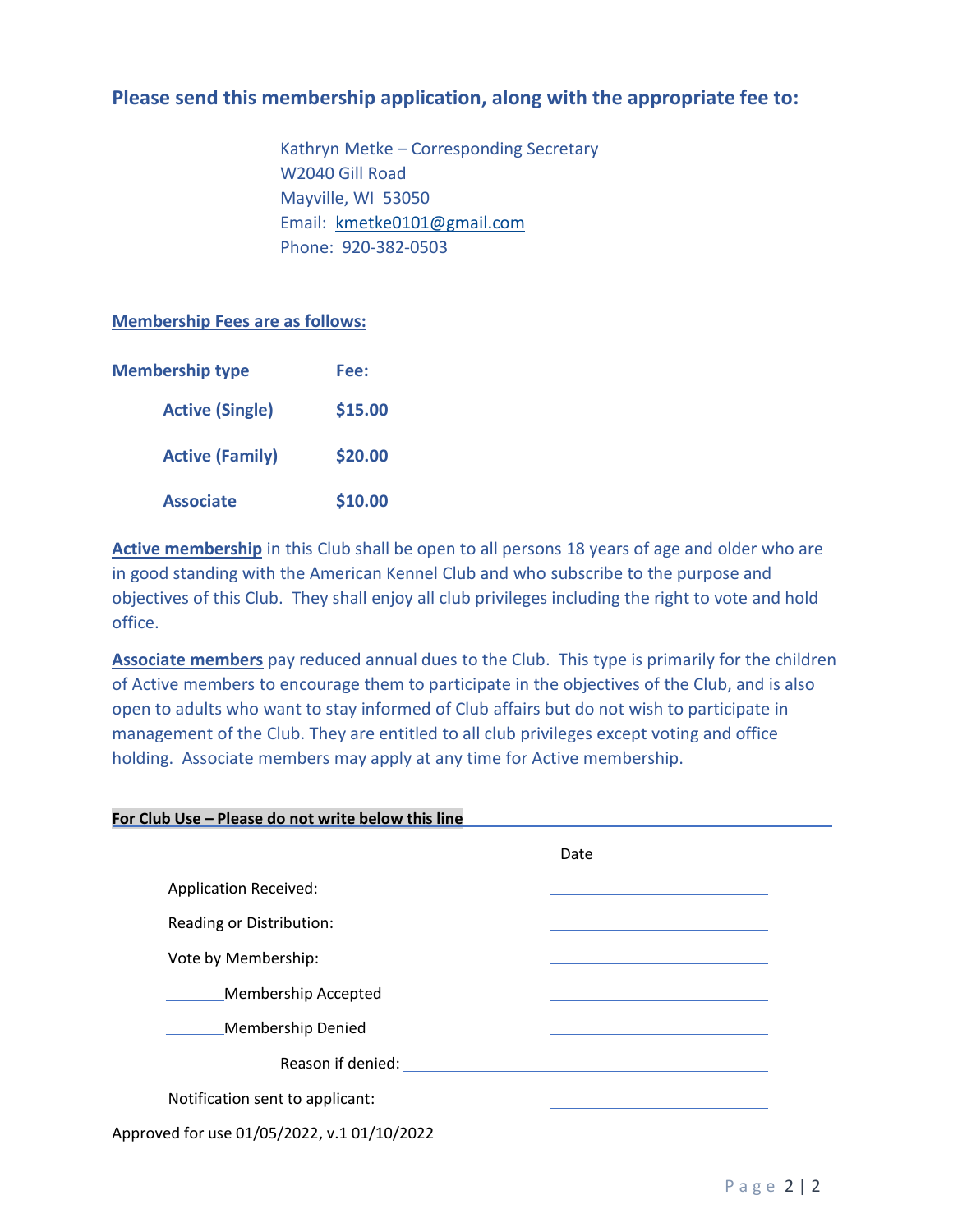## Please send this membership application, along with the appropriate fee to:

Kathryn Metke – Corresponding Secretary
W2040 Gill Road
Mayville, WI 53050
Email: kmetke0101@gmail.com
Phone: 920-382-0503

**Membership Fees are as follows:**

| Membership type | Fee: |
|---|---|
| Active (Single) | $15.00 |
| Active (Family) | $20.00 |
| Associate | $10.00 |

**Active membership** in this Club shall be open to all persons 18 years of age and older who are in good standing with the American Kennel Club and who subscribe to the purpose and objectives of this Club. They shall enjoy all club privileges including the right to vote and hold office.

**Associate members** pay reduced annual dues to the Club. This type is primarily for the children of Active members to encourage them to participate in the objectives of the Club, and is also open to adults who want to stay informed of Club affairs but do not wish to participate in management of the Club. They are entitled to all club privileges except voting and office holding. Associate members may apply at any time for Active membership.

**For Club Use – Please do not write below this line**

| | Date |
|---|---|
| Application Received: | ______ |
| Reading or Distribution: | ______ |
| Vote by Membership: | ______ |
| ______Membership Accepted | ______ |
| ______Membership Denied | ______ |
| Reason if denied: ______ | |
| Notification sent to applicant: | ______ |

Approved for use 01/05/2022, v.1 01/10/2022